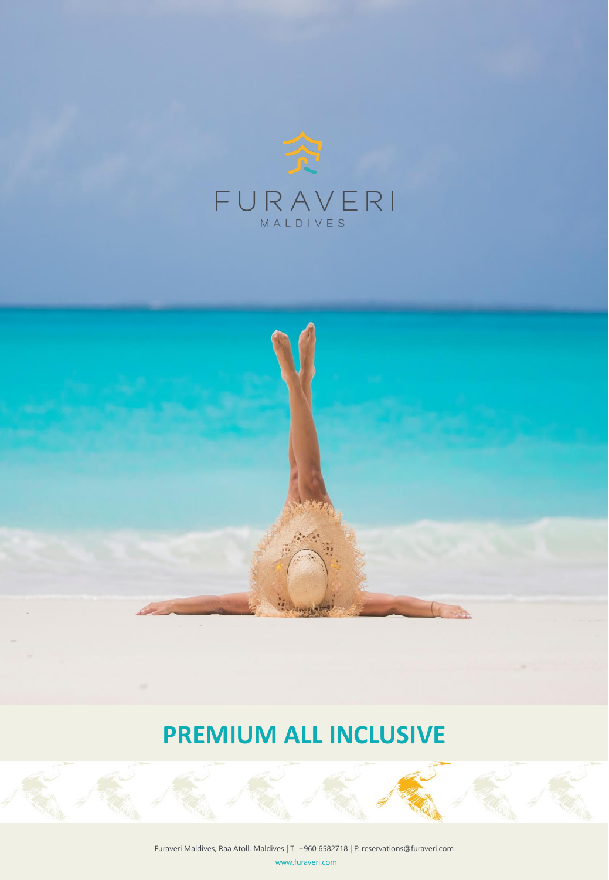FURAVERI

MALDIVES

# PREMIUM ALL INCLUSIVE

Furaveri Maldives, Raa Atoll, Maldives | T. +960 6582718 | E: reservations@furaveri.com

www.furaveri.com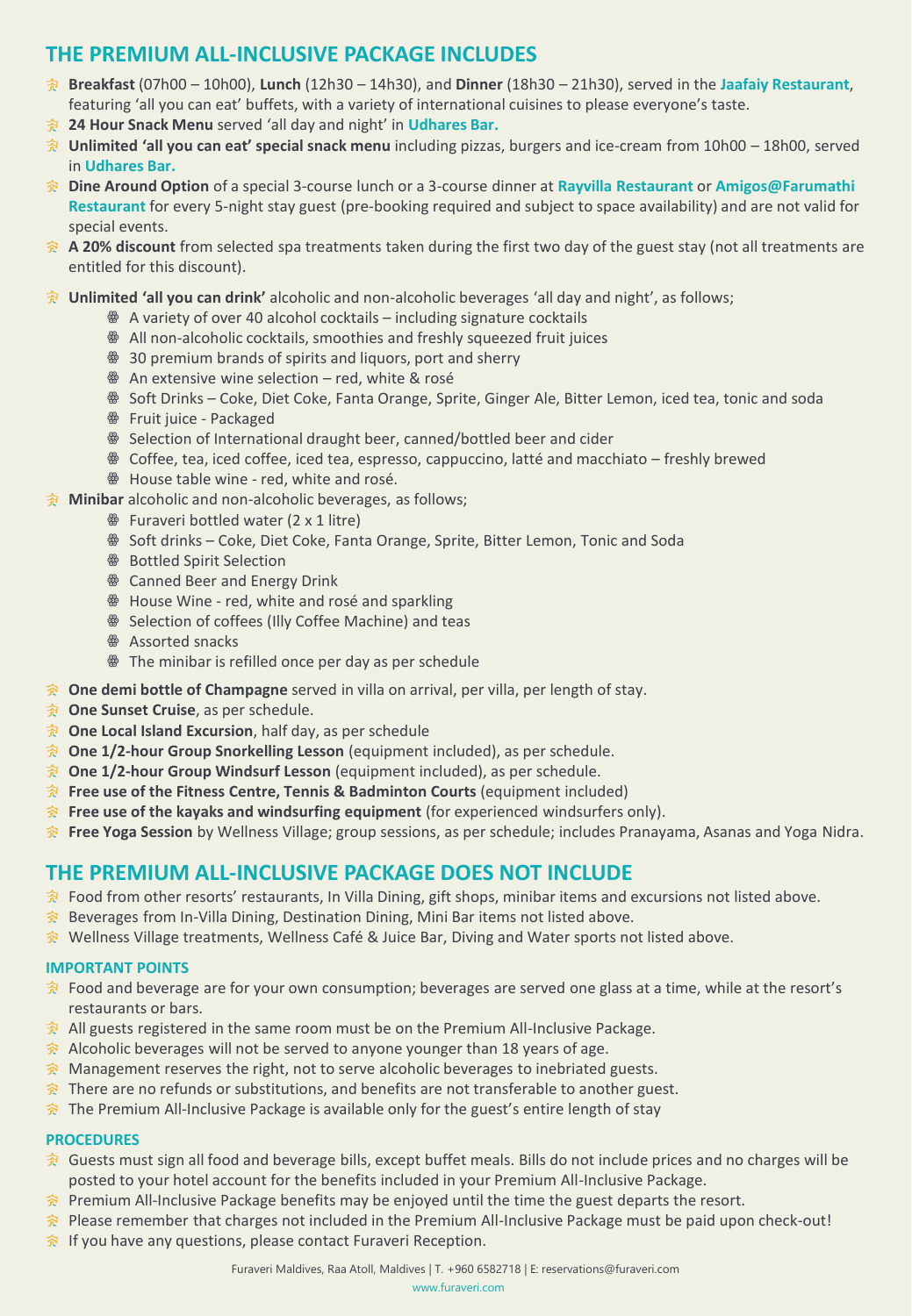## THE PREMIUM ALL-INCLUSIVE PACKAGE INCLUDES

- **Breakfast** (07h00 – 10h00), **Lunch** (12h30 – 14h30), and **Dinner** (18h30 – 21h30), served in the **Jaafaiy Restaurant**, featuring 'all you can eat' buffets, with a variety of international cuisines to please everyone's taste.
- **24 Hour Snack Menu** served 'all day and night' in **Udhares Bar.**
- **Unlimited 'all you can eat' special snack menu** including pizzas, burgers and ice-cream from 10h00 – 18h00, served in **Udhares Bar.**
- **Dine Around Option** of a special 3-course lunch or a 3-course dinner at **Rayvilla Restaurant** or **Amigos@Farumathi Restaurant** for every 5-night stay guest (pre-booking required and subject to space availability) and are not valid for special events.
- **A 20% discount** from selected spa treatments taken during the first two day of the guest stay (not all treatments are entitled for this discount).
- **Unlimited 'all you can drink'** alcoholic and non-alcoholic beverages 'all day and night', as follows;
  - A variety of over 40 alcohol cocktails – including signature cocktails
  - All non-alcoholic cocktails, smoothies and freshly squeezed fruit juices
  - 30 premium brands of spirits and liquors, port and sherry
  - An extensive wine selection – red, white & rosé
  - Soft Drinks – Coke, Diet Coke, Fanta Orange, Sprite, Ginger Ale, Bitter Lemon, iced tea, tonic and soda
  - Fruit juice - Packaged
  - Selection of International draught beer, canned/bottled beer and cider
  - Coffee, tea, iced coffee, iced tea, espresso, cappuccino, latté and macchiato – freshly brewed
  - House table wine - red, white and rosé.
- **Minibar** alcoholic and non-alcoholic beverages, as follows;
  - Furaveri bottled water (2 x 1 litre)
  - Soft drinks – Coke, Diet Coke, Fanta Orange, Sprite, Bitter Lemon, Tonic and Soda
  - Bottled Spirit Selection
  - Canned Beer and Energy Drink
  - House Wine - red, white and rosé and sparkling
  - Selection of coffees (Illy Coffee Machine) and teas
  - Assorted snacks
  - The minibar is refilled once per day as per schedule
- **One demi bottle of Champagne** served in villa on arrival, per villa, per length of stay.
- **One Sunset Cruise**, as per schedule.
- **One Local Island Excursion**, half day, as per schedule
- **One 1/2-hour Group Snorkelling Lesson** (equipment included), as per schedule.
- **One 1/2-hour Group Windsurf Lesson** (equipment included), as per schedule.
- **Free use of the Fitness Centre, Tennis & Badminton Courts** (equipment included)
- **Free use of the kayaks and windsurfing equipment** (for experienced windsurfers only).
- **Free Yoga Session** by Wellness Village; group sessions, as per schedule; includes Pranayama, Asanas and Yoga Nidra.

## THE PREMIUM ALL-INCLUSIVE PACKAGE DOES NOT INCLUDE

- Food from other resorts' restaurants, In Villa Dining, gift shops, minibar items and excursions not listed above.
- Beverages from In-Villa Dining, Destination Dining, Mini Bar items not listed above.
- Wellness Village treatments, Wellness Café & Juice Bar, Diving and Water sports not listed above.

### IMPORTANT POINTS

- Food and beverage are for your own consumption; beverages are served one glass at a time, while at the resort's restaurants or bars.
- All guests registered in the same room must be on the Premium All-Inclusive Package.
- Alcoholic beverages will not be served to anyone younger than 18 years of age.
- Management reserves the right, not to serve alcoholic beverages to inebriated guests.
- There are no refunds or substitutions, and benefits are not transferable to another guest.
- The Premium All-Inclusive Package is available only for the guest's entire length of stay

### PROCEDURES

- Guests must sign all food and beverage bills, except buffet meals. Bills do not include prices and no charges will be posted to your hotel account for the benefits included in your Premium All-Inclusive Package.
- Premium All-Inclusive Package benefits may be enjoyed until the time the guest departs the resort.
- Please remember that charges not included in the Premium All-Inclusive Package must be paid upon check-out!
- If you have any questions, please contact Furaveri Reception.

Furaveri Maldives, Raa Atoll, Maldives | T. +960 6582718 | E: reservations@furaveri.com
www.furaveri.com